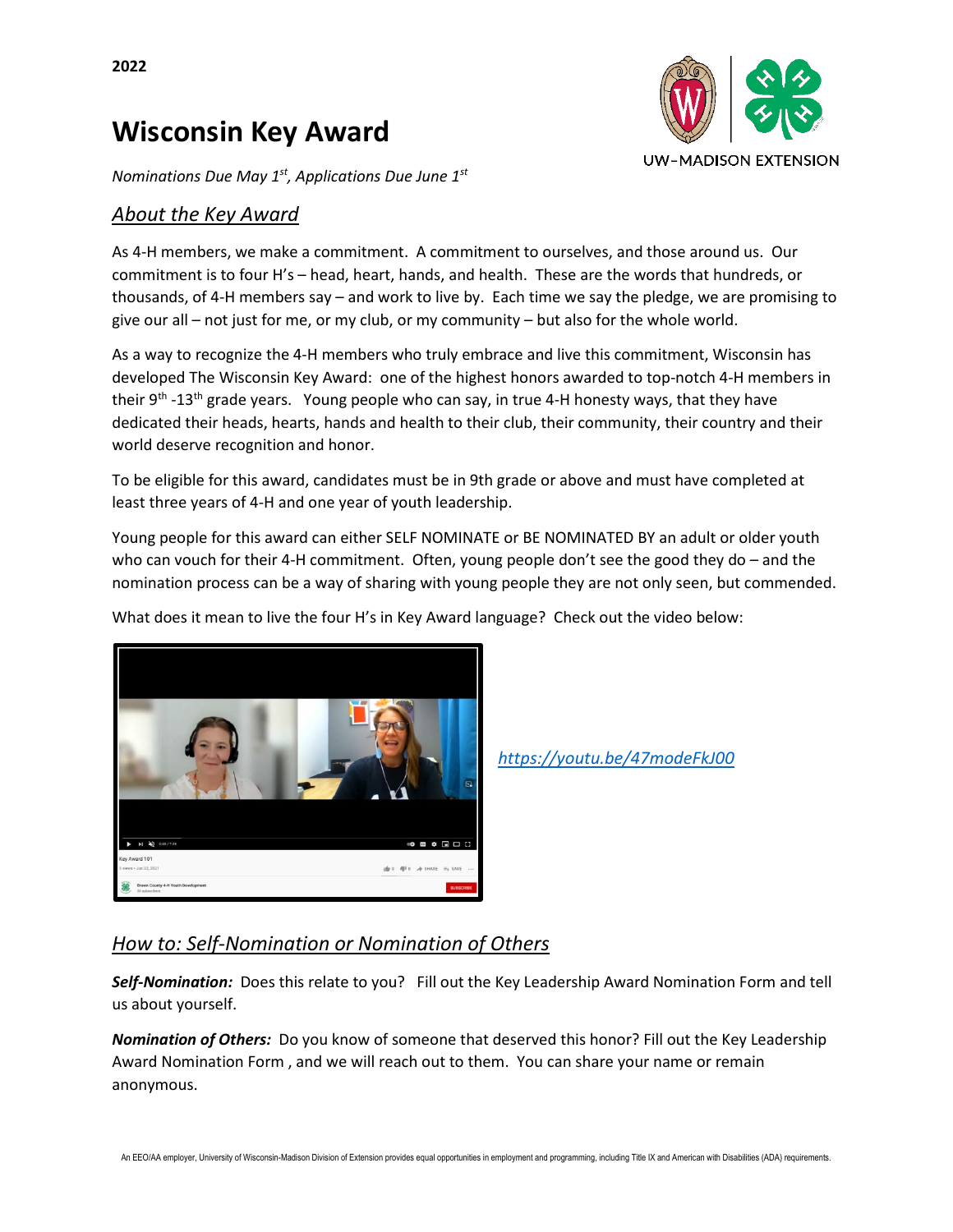2022

# Wisconsin Key Award

*Nominations Due May 1st, Applications Due June 1st*

## *About the Key Award*

As 4-H members, we make a commitment. A commitment to ourselves, and those around us. Our commitment is to four H's – head, heart, hands, and health. These are the words that hundreds, or thousands, of 4-H members say – and work to live by. Each time we say the pledge, we are promising to give our all – not just for me, or my club, or my community – but also for the whole world.

As a way to recognize the 4-H members who truly embrace and live this commitment, Wisconsin has developed The Wisconsin Key Award: one of the highest honors awarded to top-notch 4-H members in their 9th -13th grade years. Young people who can say, in true 4-H honesty ways, that they have dedicated their heads, hearts, hands and health to their club, their community, their country and their world deserve recognition and honor.

To be eligible for this award, candidates must be in 9th grade or above and must have completed at least three years of 4-H and one year of youth leadership.

Young people for this award can either SELF NOMINATE or BE NOMINATED BY an adult or older youth who can vouch for their 4-H commitment. Often, young people don't see the good they do – and the nomination process can be a way of sharing with young people they are not only seen, but commended.

What does it mean to live the four H's in Key Award language? Check out the video below:

https://youtu.be/47modeFkJ00

## *How to: Self-Nomination or Nomination of Others*

***Self-Nomination:*** Does this relate to you? Fill out the Key Leadership Award Nomination Form and tell us about yourself.

***Nomination of Others:*** Do you know of someone that deserved this honor? Fill out the Key Leadership Award Nomination Form , and we will reach out to them. You can share your name or remain anonymous.

An EEO/AA employer, University of Wisconsin-Madison Division of Extension provides equal opportunities in employment and programming, including Title IX and American with Disabilities (ADA) requirements.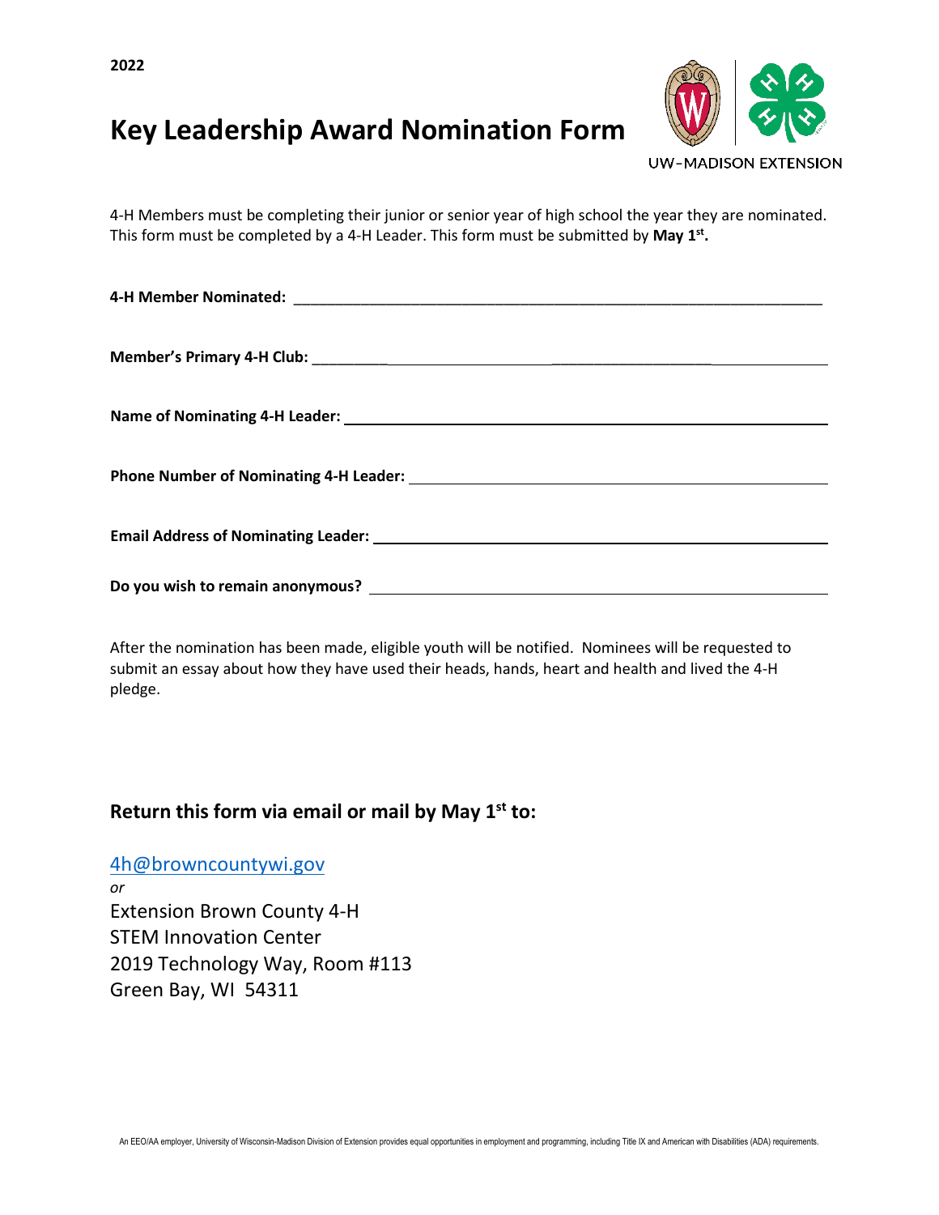2022

# Key Leadership Award Nomination Form

UW-MADISON EXTENSION

4-H Members must be completing their junior or senior year of high school the year they are nominated. This form must be completed by a 4-H Leader. This form must be submitted by **May 1st.**

**4-H Member Nominated:** ___________________________________________________________________

**Member's Primary 4-H Club:** ___________________________________________________________________

**Name of Nominating 4-H Leader:** ___________________________________________________________________

**Phone Number of Nominating 4-H Leader:** ___________________________________________________________________

**Email Address of Nominating Leader:** ___________________________________________________________________

**Do you wish to remain anonymous?** ___________________________________________________________________

After the nomination has been made, eligible youth will be notified. Nominees will be requested to submit an essay about how they have used their heads, hands, heart and health and lived the 4-H pledge.

## Return this form via email or mail by May 1st to:

4h@browncountywi.gov

*or*

Extension Brown County 4-H
STEM Innovation Center
2019 Technology Way, Room #113
Green Bay, WI 54311

An EEO/AA employer, University of Wisconsin-Madison Division of Extension provides equal opportunities in employment and programming, including Title IX and American with Disabilities (ADA) requirements.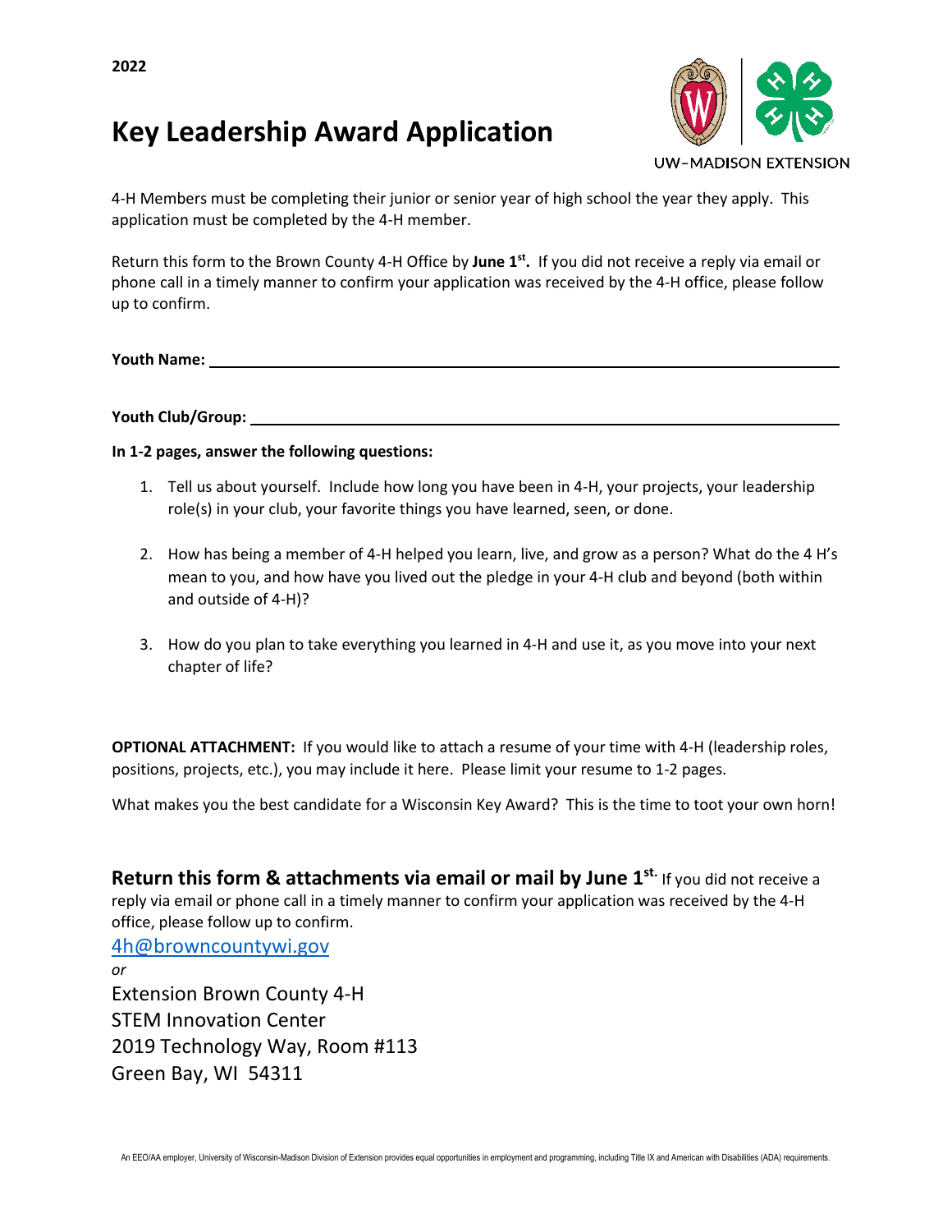2022

# Key Leadership Award Application

UW–MADISON EXTENSION

4-H Members must be completing their junior or senior year of high school the year they apply. This application must be completed by the 4-H member.

Return this form to the Brown County 4-H Office by **June 1st.** If you did not receive a reply via email or phone call in a timely manner to confirm your application was received by the 4-H office, please follow up to confirm.

**Youth Name:** ______________________________________________________________

**Youth Club/Group:** __________________________________________________________

**In 1-2 pages, answer the following questions:**

1. Tell us about yourself. Include how long you have been in 4-H, your projects, your leadership role(s) in your club, your favorite things you have learned, seen, or done.
2. How has being a member of 4-H helped you learn, live, and grow as a person? What do the 4 H's mean to you, and how have you lived out the pledge in your 4-H club and beyond (both within and outside of 4-H)?
3. How do you plan to take everything you learned in 4-H and use it, as you move into your next chapter of life?

**OPTIONAL ATTACHMENT:** If you would like to attach a resume of your time with 4-H (leadership roles, positions, projects, etc.), you may include it here. Please limit your resume to 1-2 pages.

What makes you the best candidate for a Wisconsin Key Award? This is the time to toot your own horn!

**Return this form & attachments via email or mail by June 1st.** If you did not receive a reply via email or phone call in a timely manner to confirm your application was received by the 4-H office, please follow up to confirm.

4h@browncountywi.gov

*or*

Extension Brown County 4-H
STEM Innovation Center
2019 Technology Way, Room #113
Green Bay, WI 54311

An EEO/AA employer, University of Wisconsin-Madison Division of Extension provides equal opportunities in employment and programming, including Title IX and American with Disabilities (ADA) requirements.